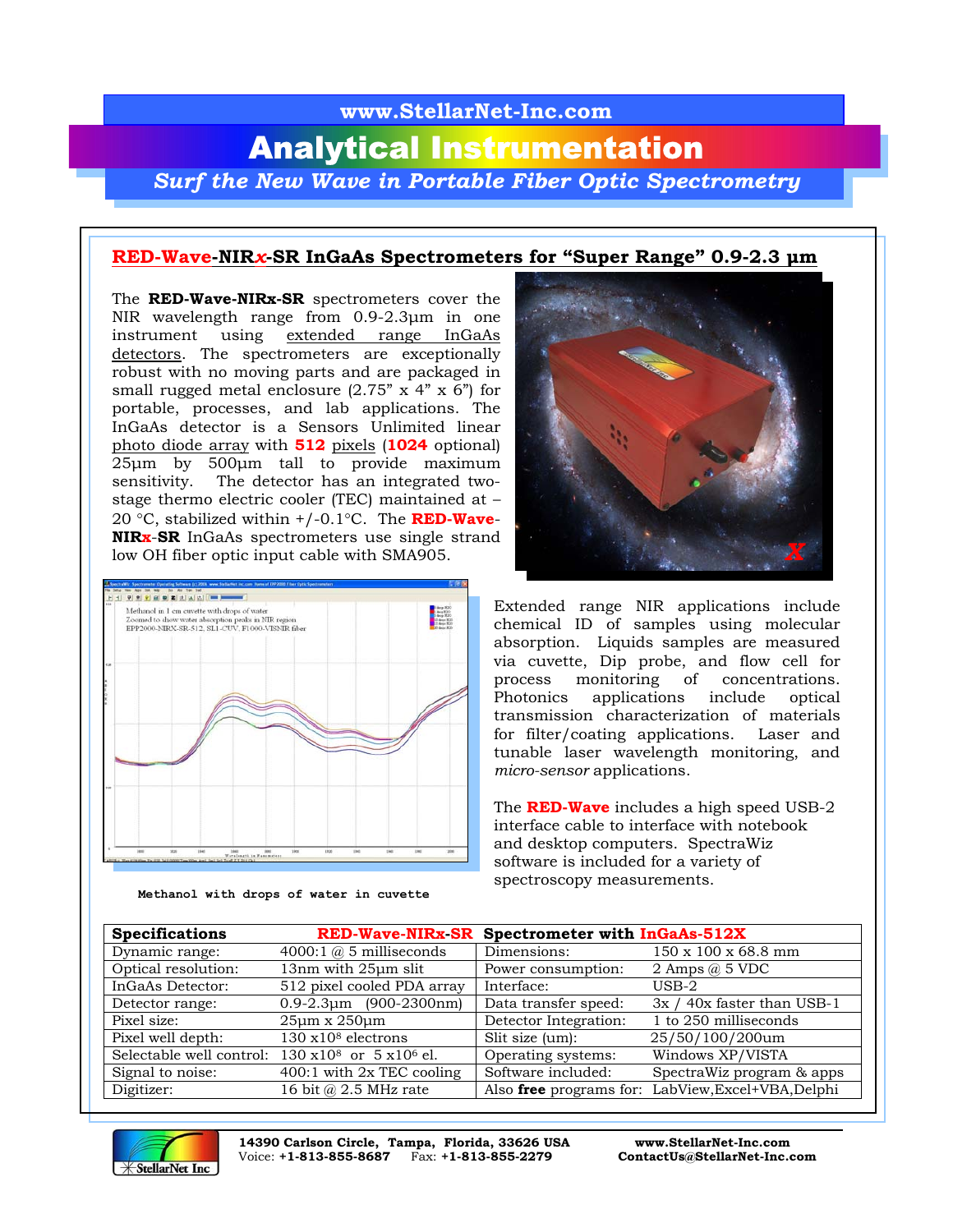www.StellarNet-Inc.com

# Analytical Instrumentation

*Surf the New Wave in Portable Fiber Optic Spectrometry*

## RED-Wave-NIR*x*-SR InGaAs Spectrometers for "Super Range" 0.9-2.3 µm

The **RED-Wave-NIRx-SR** spectrometers cover the NIR wavelength range from 0.9-2.3µm in one instrument using extended range InGaAs detectors. The spectrometers are exceptionally robust with no moving parts and are packaged in small rugged metal enclosure (2.75" x 4" x 6") for portable, processes, and lab applications. The InGaAs detector is a Sensors Unlimited linear photo diode array with **512** pixels (**1024** optional) 25µm by 500µm tall to provide maximum sensitivity. The detector has an integrated two-stage thermo electric cooler (TEC) maintained at –20 °C, stabilized within +/-0.1°C. The **RED-Wave-NIRx-SR** InGaAs spectrometers use single strand low OH fiber optic input cable with SMA905.

Methanol with drops of water in cuvette

Extended range NIR applications include chemical ID of samples using molecular absorption. Liquids samples are measured via cuvette, Dip probe, and flow cell for process monitoring of concentrations. Photonics applications include optical transmission characterization of materials for filter/coating applications. Laser and tunable laser wavelength monitoring, and *micro-sensor* applications.

The **RED-Wave** includes a high speed USB-2 interface cable to interface with notebook and desktop computers. SpectraWiz software is included for a variety of spectroscopy measurements.

| **Specifications** | **RED-Wave-NIRx-SR** | **Spectrometer with InGaAs-512X** | |
|---|---|---|---|
| Dynamic range: | 4000:1 @ 5 milliseconds | Dimensions: | 150 x 100 x 68.8 mm |
| Optical resolution: | 13nm with 25µm slit | Power consumption: | 2 Amps @ 5 VDC |
| InGaAs Detector: | 512 pixel cooled PDA array | Interface: | USB-2 |
| Detector range: | 0.9-2.3µm (900-2300nm) | Data transfer speed: | 3x / 40x faster than USB-1 |
| Pixel size: | 25µm x 250µm | Detector Integration: | 1 to 250 milliseconds |
| Pixel well depth: | 130 x$10^8$ electrons | Slit size (um): | 25/50/100/200um |
| Selectable well control: | 130 x$10^8$ or 5 x$10^6$ el. | Operating systems: | Windows XP/VISTA |
| Signal to noise: | 400:1 with 2x TEC cooling | Software included: | SpectraWiz program & apps |
| Digitizer: | 16 bit @ 2.5 MHz rate | Also **free** programs for: | LabView,Excel+VBA,Delphi |

**14390 Carlson Circle, Tampa, Florida, 33626 USA**
Voice: **+1-813-855-8687** Fax: **+1-813-855-2279**

**www.StellarNet-Inc.com**
**ContactUs@StellarNet-Inc.com**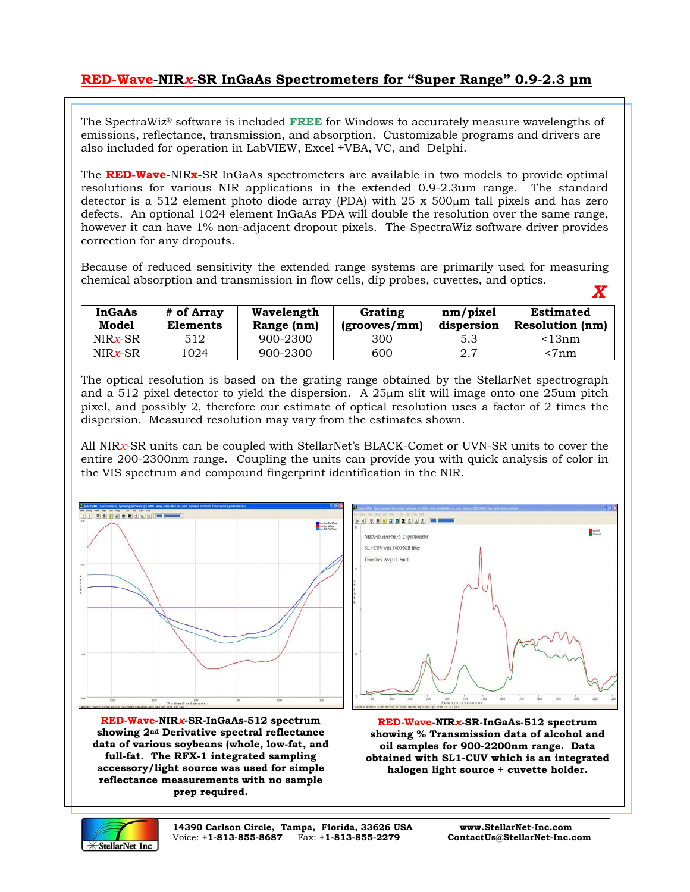## RED-Wave-NIR*x*-SR InGaAs Spectrometers for "Super Range" 0.9-2.3 μm

The SpectraWiz® software is included **FREE** for Windows to accurately measure wavelengths of emissions, reflectance, transmission, and absorption. Customizable programs and drivers are also included for operation in LabVIEW, Excel +VBA, VC, and Delphi.

The **RED-Wave**-NIR**x**-SR InGaAs spectrometers are available in two models to provide optimal resolutions for various NIR applications in the extended 0.9-2.3um range. The standard detector is a 512 element photo diode array (PDA) with 25 x 500μm tall pixels and has zero defects. An optional 1024 element InGaAs PDA will double the resolution over the same range, however it can have 1% non-adjacent dropout pixels. The SpectraWiz software driver provides correction for any dropouts.

Because of reduced sensitivity the extended range systems are primarily used for measuring chemical absorption and transmission in flow cells, dip probes, cuvettes, and optics.

| InGaAs Model | # of Array Elements | Wavelength Range (nm) | Grating (grooves/mm) | nm/pixel dispersion | Estimated Resolution (nm) |
|---|---|---|---|---|---|
| NIR*x*-SR | 512 | 900-2300 | 300 | 5.3 | <13nm |
| NIR*x*-SR | 1024 | 900-2300 | 600 | 2.7 | <7nm |

The optical resolution is based on the grating range obtained by the StellarNet spectrograph and a 512 pixel detector to yield the dispersion. A 25μm slit will image onto one 25um pitch pixel, and possibly 2, therefore our estimate of optical resolution uses a factor of 2 times the dispersion. Measured resolution may vary from the estimates shown.

All NIR*x*-SR units can be coupled with StellarNet's BLACK-Comet or UVN-SR units to cover the entire 200-2300nm range. Coupling the units can provide you with quick analysis of color in the VIS spectrum and compound fingerprint identification in the NIR.

**RED-Wave-NIR*x*-SR-InGaAs-512 spectrum showing 2nd Derivative spectral reflectance data of various soybeans (whole, low-fat, and full-fat. The RFX-1 integrated sampling accessory/light source was used for simple reflectance measurements with no sample prep required.**

NIRX-InGaAs-SR-512 spectrometer

SL1-CUV with F600-NIR fiber

Time:7ms Avg:10 Sm:1

**RED-Wave-NIR*x*-SR-InGaAs-512 spectrum showing % Transmission data of alcohol and oil samples for 900-2200nm range. Data obtained with SL1-CUV which is an integrated halogen light source + cuvette holder.**

14390 Carlson Circle, Tampa, Florida, 33626 USA
Voice: **+1-813-855-8687** Fax: **+1-813-855-2279**

www.StellarNet-Inc.com
ContactUs@StellarNet-Inc.com